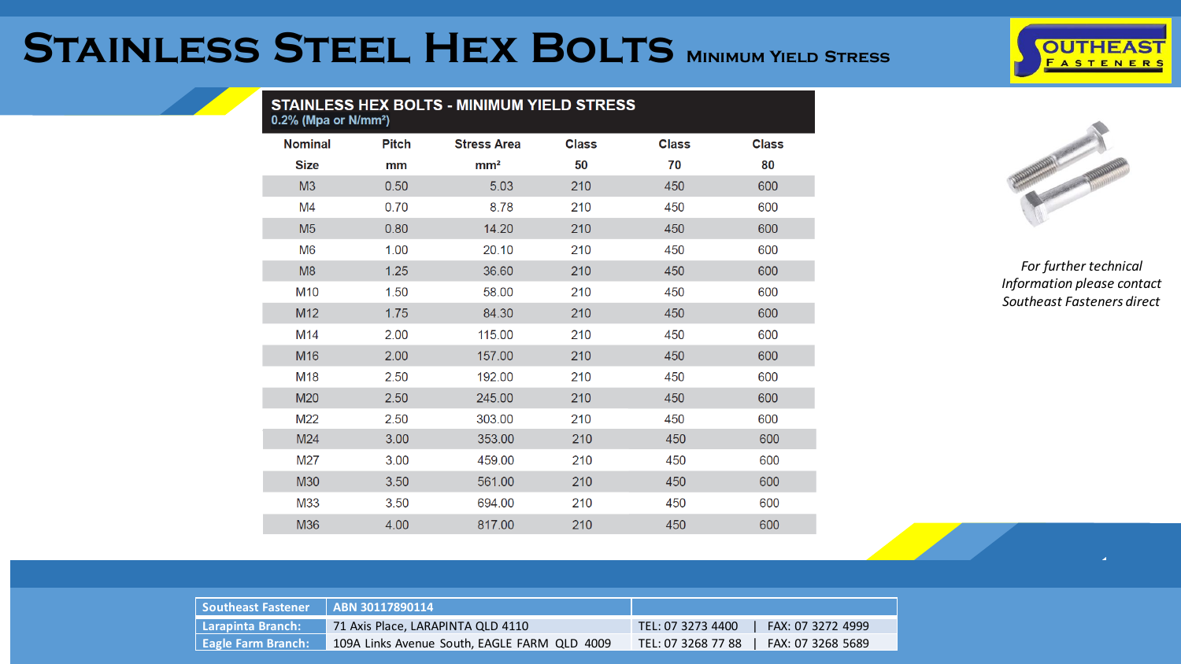# Stainless Steel Hex Bolts Minimum Yield Stress

**STAINLESS HEX BOLTS - MINIMUM YIELD STRESS**
0.2% (Mpa or N/mm²)

| Nominal Size | Pitch mm | Stress Area mm² | Class 50 | Class 70 | Class 80 |
|---|---|---|---|---|---|
| M3 | 0.50 | 5.03 | 210 | 450 | 600 |
| M4 | 0.70 | 8.78 | 210 | 450 | 600 |
| M5 | 0.80 | 14.20 | 210 | 450 | 600 |
| M6 | 1.00 | 20.10 | 210 | 450 | 600 |
| M8 | 1.25 | 36.60 | 210 | 450 | 600 |
| M10 | 1.50 | 58.00 | 210 | 450 | 600 |
| M12 | 1.75 | 84.30 | 210 | 450 | 600 |
| M14 | 2.00 | 115.00 | 210 | 450 | 600 |
| M16 | 2.00 | 157.00 | 210 | 450 | 600 |
| M18 | 2.50 | 192.00 | 210 | 450 | 600 |
| M20 | 2.50 | 245.00 | 210 | 450 | 600 |
| M22 | 2.50 | 303.00 | 210 | 450 | 600 |
| M24 | 3.00 | 353.00 | 210 | 450 | 600 |
| M27 | 3.00 | 459.00 | 210 | 450 | 600 |
| M30 | 3.50 | 561.00 | 210 | 450 | 600 |
| M33 | 3.50 | 694.00 | 210 | 450 | 600 |
| M36 | 4.00 | 817.00 | 210 | 450 | 600 |

*For further technical Information please contact Southeast Fasteners direct*

| Southeast Fastener | ABN 30117890114 | |
|---|---|---|
| Larapinta Branch: | 71 Axis Place, LARAPINTA QLD 4110 | TEL: 07 3273 4400 \| FAX: 07 3272 4999 |
| Eagle Farm Branch: | 109A Links Avenue South, EAGLE FARM QLD 4009 | TEL: 07 3268 77 88 \| FAX: 07 3268 5689 |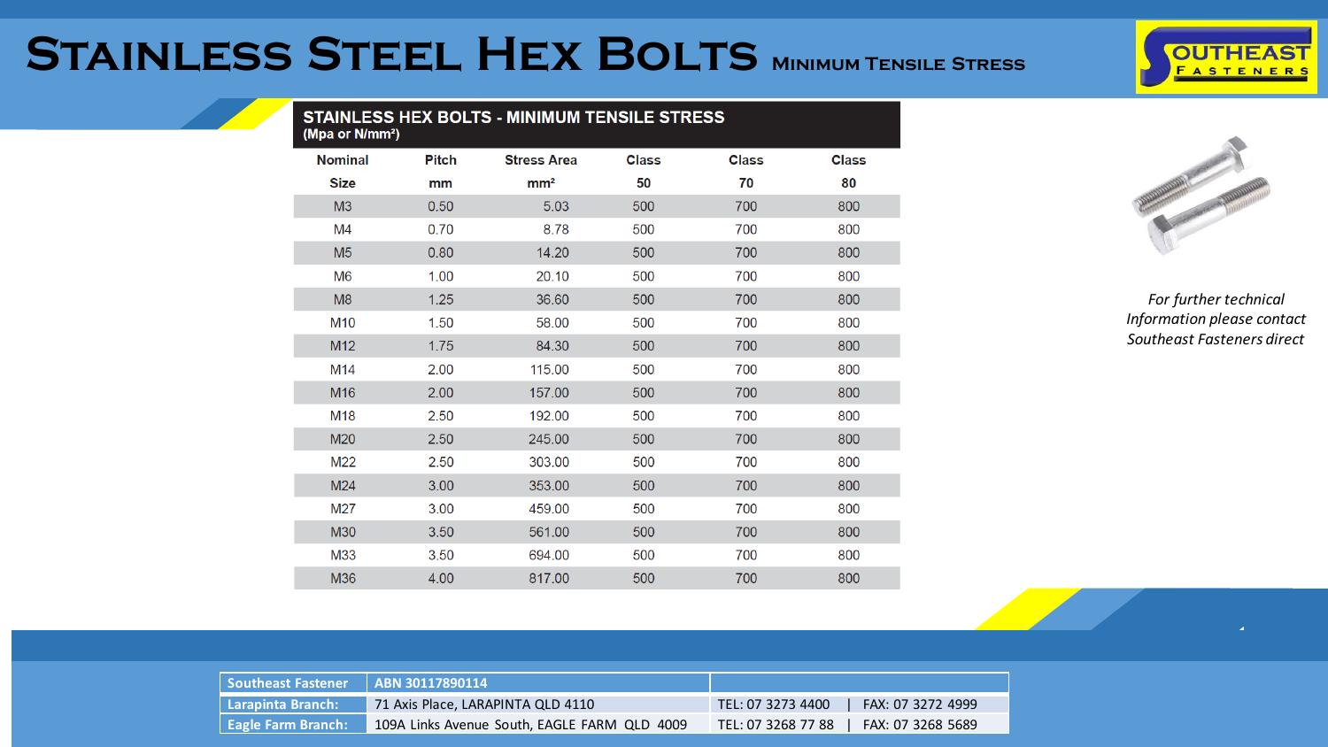# Stainless Steel Hex Bolts Minimum Tensile Stress

**STAINLESS HEX BOLTS - MINIMUM TENSILE STRESS**
**(Mpa or N/mm²)**

| Nominal Size | Pitch mm | Stress Area mm² | Class 50 | Class 70 | Class 80 |
|---|---|---|---|---|---|
| M3 | 0.50 | 5.03 | 500 | 700 | 800 |
| M4 | 0.70 | 8.78 | 500 | 700 | 800 |
| M5 | 0.80 | 14.20 | 500 | 700 | 800 |
| M6 | 1.00 | 20.10 | 500 | 700 | 800 |
| M8 | 1.25 | 36.60 | 500 | 700 | 800 |
| M10 | 1.50 | 58.00 | 500 | 700 | 800 |
| M12 | 1.75 | 84.30 | 500 | 700 | 800 |
| M14 | 2.00 | 115.00 | 500 | 700 | 800 |
| M16 | 2.00 | 157.00 | 500 | 700 | 800 |
| M18 | 2.50 | 192.00 | 500 | 700 | 800 |
| M20 | 2.50 | 245.00 | 500 | 700 | 800 |
| M22 | 2.50 | 303.00 | 500 | 700 | 800 |
| M24 | 3.00 | 353.00 | 500 | 700 | 800 |
| M27 | 3.00 | 459.00 | 500 | 700 | 800 |
| M30 | 3.50 | 561.00 | 500 | 700 | 800 |
| M33 | 3.50 | 694.00 | 500 | 700 | 800 |
| M36 | 4.00 | 817.00 | 500 | 700 | 800 |

*For further technical Information please contact Southeast Fasteners direct*

| Southeast Fastener | ABN 30117890114 | |
|---|---|---|
| Larapinta Branch: | 71 Axis Place, LARAPINTA QLD 4110 | TEL: 07 3273 4400 \| FAX: 07 3272 4999 |
| Eagle Farm Branch: | 109A Links Avenue South, EAGLE FARM QLD 4009 | TEL: 07 3268 77 88 \| FAX: 07 3268 5689 |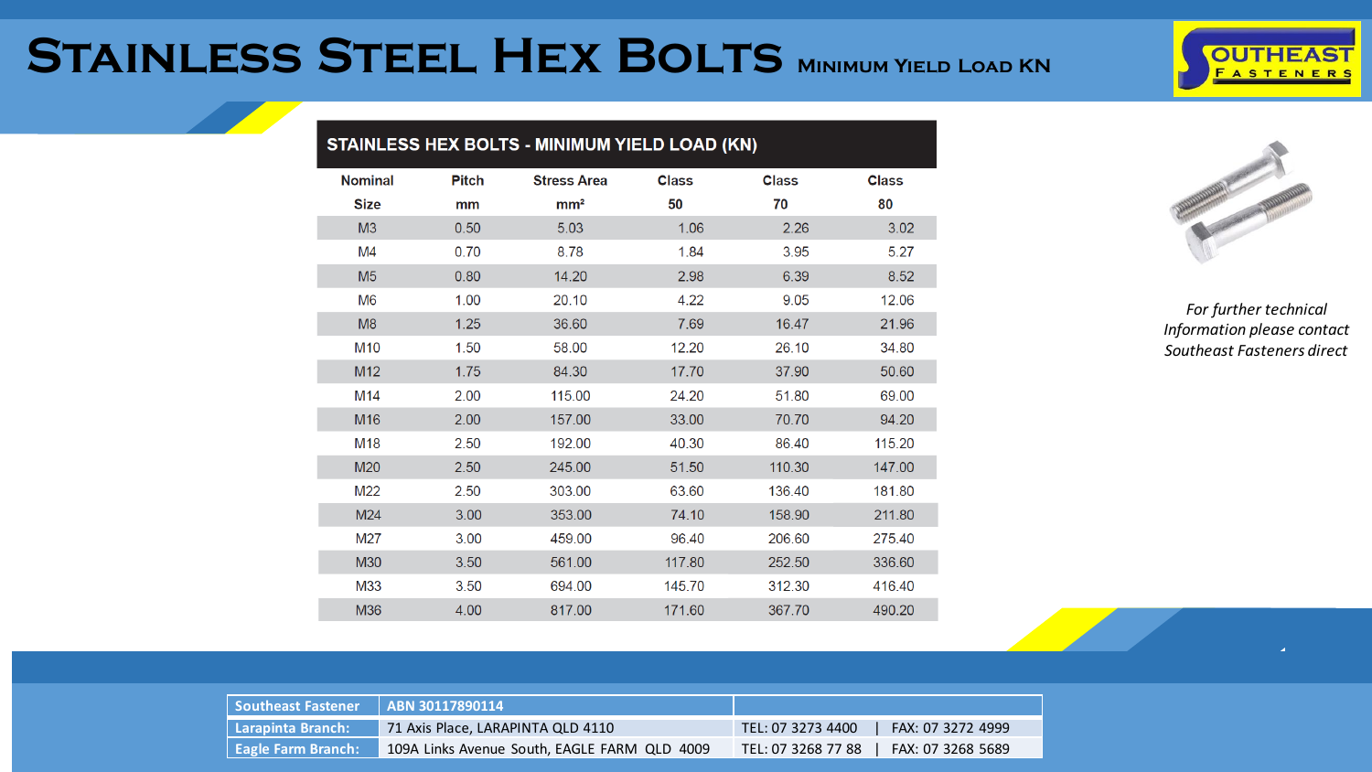# Stainless Steel Hex Bolts Minimum Yield Load KN

| STAINLESS HEX BOLTS - MINIMUM YIELD LOAD (KN) | | | | | |
|---|---|---|---|---|---|
| Nominal Size | Pitch mm | Stress Area mm² | Class 50 | Class 70 | Class 80 |
| M3 | 0.50 | 5.03 | 1.06 | 2.26 | 3.02 |
| M4 | 0.70 | 8.78 | 1.84 | 3.95 | 5.27 |
| M5 | 0.80 | 14.20 | 2.98 | 6.39 | 8.52 |
| M6 | 1.00 | 20.10 | 4.22 | 9.05 | 12.06 |
| M8 | 1.25 | 36.60 | 7.69 | 16.47 | 21.96 |
| M10 | 1.50 | 58.00 | 12.20 | 26.10 | 34.80 |
| M12 | 1.75 | 84.30 | 17.70 | 37.90 | 50.60 |
| M14 | 2.00 | 115.00 | 24.20 | 51.80 | 69.00 |
| M16 | 2.00 | 157.00 | 33.00 | 70.70 | 94.20 |
| M18 | 2.50 | 192.00 | 40.30 | 86.40 | 115.20 |
| M20 | 2.50 | 245.00 | 51.50 | 110.30 | 147.00 |
| M22 | 2.50 | 303.00 | 63.60 | 136.40 | 181.80 |
| M24 | 3.00 | 353.00 | 74.10 | 158.90 | 211.80 |
| M27 | 3.00 | 459.00 | 96.40 | 206.60 | 275.40 |
| M30 | 3.50 | 561.00 | 117.80 | 252.50 | 336.60 |
| M33 | 3.50 | 694.00 | 145.70 | 312.30 | 416.40 |
| M36 | 4.00 | 817.00 | 171.60 | 367.70 | 490.20 |

*For further technical Information please contact Southeast Fasteners direct*

| Southeast Fastener | ABN 30117890114 | |
|---|---|---|
| Larapinta Branch: | 71 Axis Place, LARAPINTA QLD 4110 | TEL: 07 3273 4400 \| FAX: 07 3272 4999 |
| Eagle Farm Branch: | 109A Links Avenue South, EAGLE FARM QLD 4009 | TEL: 07 3268 77 88 \| FAX: 07 3268 5689 |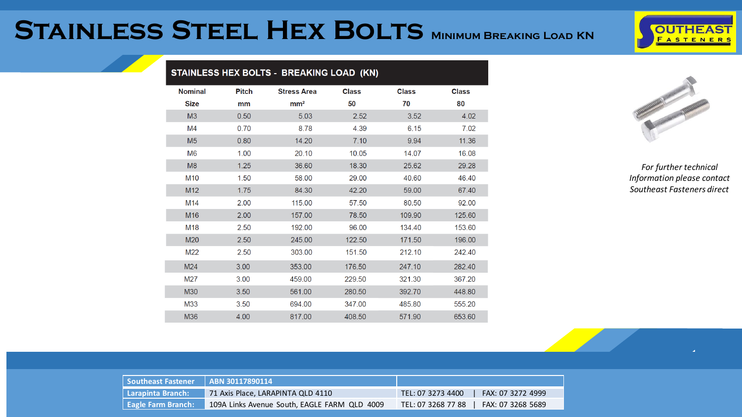# Stainless Steel Hex Bolts Minimum Breaking Load KN

**STAINLESS HEX BOLTS - BREAKING LOAD (KN)**

| Nominal Size | Pitch mm | Stress Area mm² | Class 50 | Class 70 | Class 80 |
|---|---|---|---|---|---|
| M3 | 0.50 | 5.03 | 2.52 | 3.52 | 4.02 |
| M4 | 0.70 | 8.78 | 4.39 | 6.15 | 7.02 |
| M5 | 0.80 | 14.20 | 7.10 | 9.94 | 11.36 |
| M6 | 1.00 | 20.10 | 10.05 | 14.07 | 16.08 |
| M8 | 1.25 | 36.60 | 18.30 | 25.62 | 29.28 |
| M10 | 1.50 | 58.00 | 29.00 | 40.60 | 46.40 |
| M12 | 1.75 | 84.30 | 42.20 | 59.00 | 67.40 |
| M14 | 2.00 | 115.00 | 57.50 | 80.50 | 92.00 |
| M16 | 2.00 | 157.00 | 78.50 | 109.90 | 125.60 |
| M18 | 2.50 | 192.00 | 96.00 | 134.40 | 153.60 |
| M20 | 2.50 | 245.00 | 122.50 | 171.50 | 196.00 |
| M22 | 2.50 | 303.00 | 151.50 | 212.10 | 242.40 |
| M24 | 3.00 | 353.00 | 176.50 | 247.10 | 282.40 |
| M27 | 3.00 | 459.00 | 229.50 | 321.30 | 367.20 |
| M30 | 3.50 | 561.00 | 280.50 | 392.70 | 448.80 |
| M33 | 3.50 | 694.00 | 347.00 | 485.80 | 555.20 |
| M36 | 4.00 | 817.00 | 408.50 | 571.90 | 653.60 |

*For further technical Information please contact Southeast Fasteners direct*

| Southeast Fastener | ABN 30117890114 | |
|---|---|---|
| Larapinta Branch: | 71 Axis Place, LARAPINTA QLD 4110 | TEL: 07 3273 4400 \| FAX: 07 3272 4999 |
| Eagle Farm Branch: | 109A Links Avenue South, EAGLE FARM QLD 4009 | TEL: 07 3268 77 88 \| FAX: 07 3268 5689 |